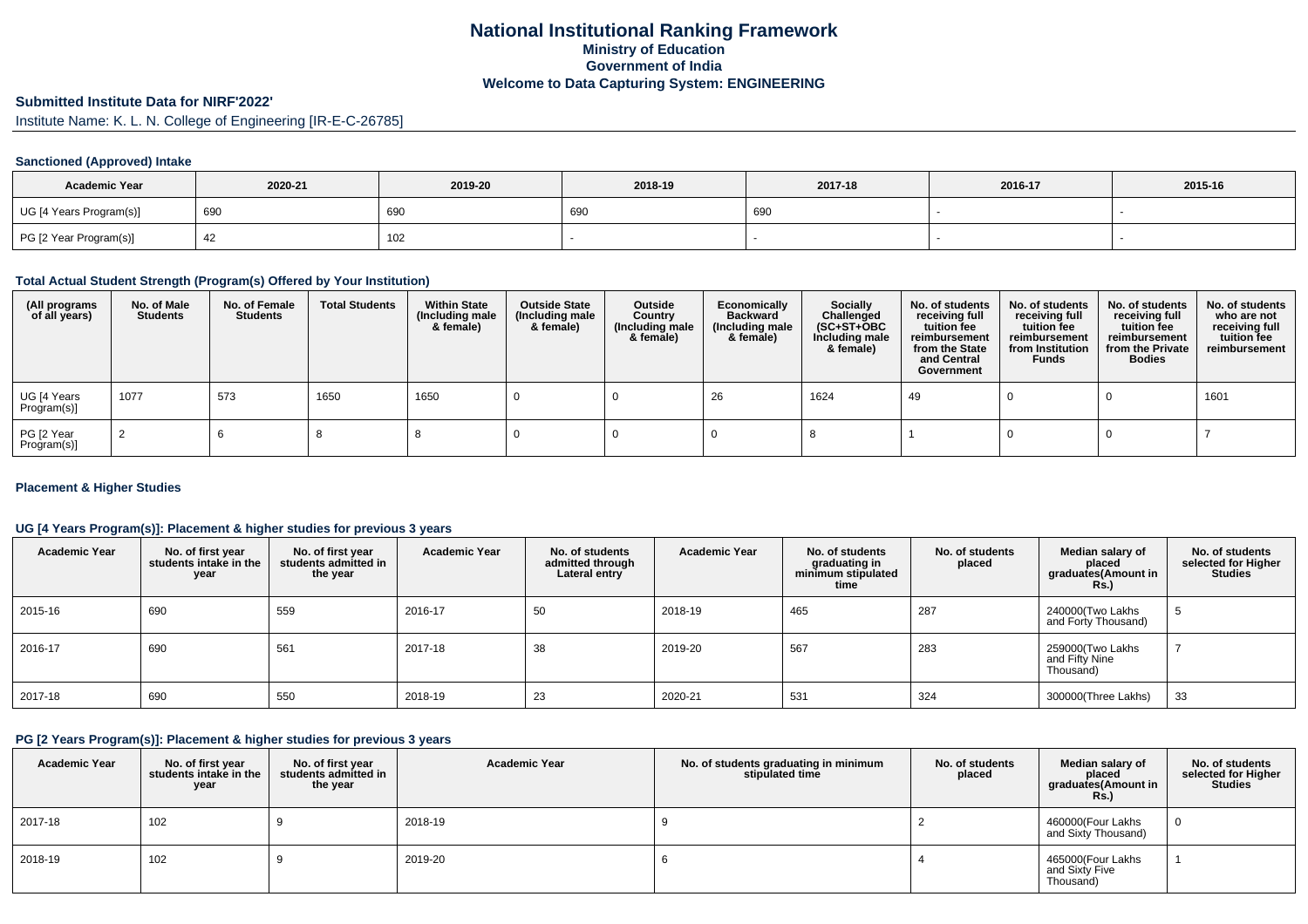# National Institutional Ranking Framework

## Ministry of Education

## Government of India

## Welcome to Data Capturing System: ENGINEERING

### Submitted Institute Data for NIRF'2022'

Institute Name: K. L. N. College of Engineering [IR-E-C-26785]

#### Sanctioned (Approved) Intake

| Academic Year | 2020-21 | 2019-20 | 2018-19 | 2017-18 | 2016-17 | 2015-16 |
|---|---|---|---|---|---|---|
| UG [4 Years Program(s)] | 690 | 690 | 690 | 690 | - | - |
| PG [2 Year Program(s)] | 42 | 102 | - | - | - | - |

#### Total Actual Student Strength (Program(s) Offered by Your Institution)

| (All programs of all years) | No. of Male Students | No. of Female Students | Total Students | Within State (Including male & female) | Outside State (Including male & female) | Outside Country (Including male & female) | Economically Backward (Including male & female) | Socially Challenged (SC+ST+OBC Including male & female) | No. of students receiving full tuition fee reimbursement from the State and Central Government | No. of students receiving full tuition fee reimbursement from Institution Funds | No. of students receiving full tuition fee reimbursement from the Private Bodies | No. of students who are not receiving full tuition fee reimbursement |
|---|---|---|---|---|---|---|---|---|---|---|---|---|
| UG [4 Years Program(s)] | 1077 | 573 | 1650 | 1650 | 0 | 0 | 26 | 1624 | 49 | 0 | 0 | 1601 |
| PG [2 Year Program(s)] | 2 | 6 | 8 | 8 | 0 | 0 | 0 | 8 | 1 | 0 | 0 | 7 |

#### Placement & Higher Studies

#### UG [4 Years Program(s)]: Placement & higher studies for previous 3 years

| Academic Year | No. of first year students intake in the year | No. of first year students admitted in the year | Academic Year | No. of students admitted through Lateral entry | Academic Year | No. of students graduating in minimum stipulated time | No. of students placed | Median salary of placed graduates(Amount in Rs.) | No. of students selected for Higher Studies |
|---|---|---|---|---|---|---|---|---|---|
| 2015-16 | 690 | 559 | 2016-17 | 50 | 2018-19 | 465 | 287 | 240000(Two Lakhs and Forty Thousand) | 5 |
| 2016-17 | 690 | 561 | 2017-18 | 38 | 2019-20 | 567 | 283 | 259000(Two Lakhs and Fifty Nine Thousand) | 7 |
| 2017-18 | 690 | 550 | 2018-19 | 23 | 2020-21 | 531 | 324 | 300000(Three Lakhs) | 33 |

#### PG [2 Years Program(s)]: Placement & higher studies for previous 3 years

| Academic Year | No. of first year students intake in the year | No. of first year students admitted in the year | Academic Year | No. of students graduating in minimum stipulated time | No. of students placed | Median salary of placed graduates(Amount in Rs.) | No. of students selected for Higher Studies |
|---|---|---|---|---|---|---|---|
| 2017-18 | 102 | 9 | 2018-19 | 9 | 2 | 460000(Four Lakhs and Sixty Thousand) | 0 |
| 2018-19 | 102 | 9 | 2019-20 | 6 | 4 | 465000(Four Lakhs and Sixty Five Thousand) | 1 |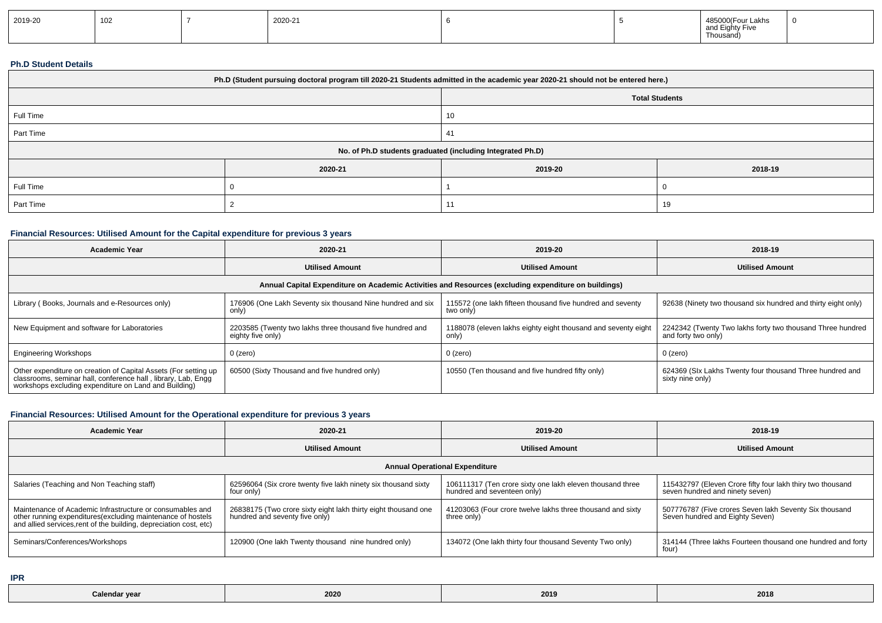| 2019-20 | 102 | 7 | 2020-21 | 6 | 5 | 485000(Four Lakhs and Eighty Five Thousand) | 0 |
|---|---|---|---|---|---|---|---|

**Ph.D Student Details**

| Ph.D (Student pursuing doctoral program till 2020-21 Students admitted in the academic year 2020-21 should not be entered here.) | | |
|---|---|---|
| | Total Students | |
| Full Time | 10 | |
| Part Time | 41 | |
| No. of Ph.D students graduated (including Integrated Ph.D) | | |
| | 2020-21 | 2019-20 | 2018-19 |
| Full Time | 0 | 1 | 0 |
| Part Time | 2 | 11 | 19 |

**Financial Resources: Utilised Amount for the Capital expenditure for previous 3 years**

| Academic Year | 2020-21 | 2019-20 | 2018-19 |
|---|---|---|---|
| | Utilised Amount | Utilised Amount | Utilised Amount |
| Annual Capital Expenditure on Academic Activities and Resources (excluding expenditure on buildings) | | | |
| Library ( Books, Journals and e-Resources only) | 176906 (One Lakh Seventy six thousand Nine hundred and six only) | 115572 (one lakh fifteen thousand five hundred and seventy two only) | 92638 (Ninety two thousand six hundred and thirty eight only) |
| New Equipment and software for Laboratories | 2203585 (Twenty two lakhs three thousand five hundred and eighty five only) | 1188078 (eleven lakhs eighty eight thousand and seventy eight only) | 2242342 (Twenty Two lakhs forty two thousand Three hundred and forty two only) |
| Engineering Workshops | 0 (zero) | 0 (zero) | 0 (zero) |
| Other expenditure on creation of Capital Assets (For setting up classrooms, seminar hall, conference hall , library, Lab, Engg workshops excluding expenditure on Land and Building) | 60500 (Sixty Thousand and five hundred only) | 10550 (Ten thousand and five hundred fifty only) | 624369 (SIx Lakhs Twenty four thousand Three hundred and sixty nine only) |

**Financial Resources: Utilised Amount for the Operational expenditure for previous 3 years**

| Academic Year | 2020-21 | 2019-20 | 2018-19 |
|---|---|---|---|
| | Utilised Amount | Utilised Amount | Utilised Amount |
| Annual Operational Expenditure | | | |
| Salaries (Teaching and Non Teaching staff) | 62596064 (Six crore twenty five lakh ninety six thousand sixty four only) | 106111317 (Ten crore sixty one lakh eleven thousand three hundred and seventeen only) | 115432797 (Eleven Crore fifty four lakh thiry two thousand seven hundred and ninety seven) |
| Maintenance of Academic Infrastructure or consumables and other running expenditures(excluding maintenance of hostels and allied services,rent of the building, depreciation cost, etc) | 26838175 (Two crore sixty eight lakh thirty eight thousand one hundred and seventy five only) | 41203063 (Four crore twelve lakhs three thousand and sixty three only) | 507776787 (Five crores Seven lakh Seventy Six thousand Seven hundred and Eighty Seven) |
| Seminars/Conferences/Workshops | 120900 (One lakh Twenty thousand nine hundred only) | 134072 (One lakh thirty four thousand Seventy Two only) | 314144 (Three lakhs Fourteen thousand one hundred and forty four) |

**IPR**

| Calendar year | 2020 | 2019 | 2018 |
|---|---|---|---|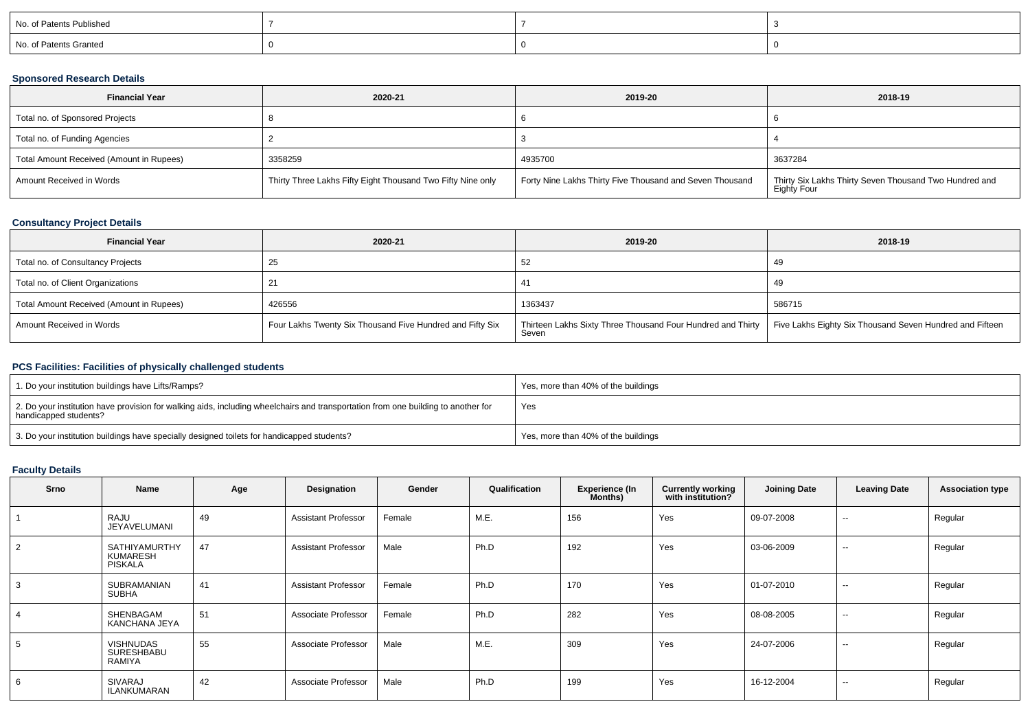| No. of Patents Published | 7 | 7 | 3 |
|---|---|---|---|
| No. of Patents Granted | 0 | 0 | 0 |

### Sponsored Research Details

| Financial Year | 2020-21 | 2019-20 | 2018-19 |
|---|---|---|---|
| Total no. of Sponsored Projects | 8 | 6 | 6 |
| Total no. of Funding Agencies | 2 | 3 | 4 |
| Total Amount Received (Amount in Rupees) | 3358259 | 4935700 | 3637284 |
| Amount Received in Words | Thirty Three Lakhs Fifty Eight Thousand Two Fifty Nine only | Forty Nine Lakhs Thirty Five Thousand and Seven Thousand | Thirty Six Lakhs Thirty Seven Thousand Two Hundred and Eighty Four |

### Consultancy Project Details

| Financial Year | 2020-21 | 2019-20 | 2018-19 |
|---|---|---|---|
| Total no. of Consultancy Projects | 25 | 52 | 49 |
| Total no. of Client Organizations | 21 | 41 | 49 |
| Total Amount Received (Amount in Rupees) | 426556 | 1363437 | 586715 |
| Amount Received in Words | Four Lakhs Twenty Six Thousand Five Hundred and Fifty Six | Thirteen Lakhs Sixty Three Thousand Four Hundred and Thirty Seven | Five Lakhs Eighty Six Thousand Seven Hundred and Fifteen |

### PCS Facilities: Facilities of physically challenged students

| | |
|---|---|
| 1. Do your institution buildings have Lifts/Ramps? | Yes, more than 40% of the buildings |
| 2. Do your institution have provision for walking aids, including wheelchairs and transportation from one building to another for handicapped students? | Yes |
| 3. Do your institution buildings have specially designed toilets for handicapped students? | Yes, more than 40% of the buildings |

### Faculty Details

| Srno | Name | Age | Designation | Gender | Qualification | Experience (In Months) | Currently working with institution? | Joining Date | Leaving Date | Association type |
|---|---|---|---|---|---|---|---|---|---|---|
| 1 | RAJU JEYAVELUMANI | 49 | Assistant Professor | Female | M.E. | 156 | Yes | 09-07-2008 | -- | Regular |
| 2 | SATHIYAMURTHY KUMARESH PISKALA | 47 | Assistant Professor | Male | Ph.D | 192 | Yes | 03-06-2009 | -- | Regular |
| 3 | SUBRAMANIAN SUBHA | 41 | Assistant Professor | Female | Ph.D | 170 | Yes | 01-07-2010 | -- | Regular |
| 4 | SHENBAGAM KANCHANA JEYA | 51 | Associate Professor | Female | Ph.D | 282 | Yes | 08-08-2005 | -- | Regular |
| 5 | VISHNUDAS SURESHBABU RAMIYA | 55 | Associate Professor | Male | M.E. | 309 | Yes | 24-07-2006 | -- | Regular |
| 6 | SIVARAJ ILANKUMARAN | 42 | Associate Professor | Male | Ph.D | 199 | Yes | 16-12-2004 | -- | Regular |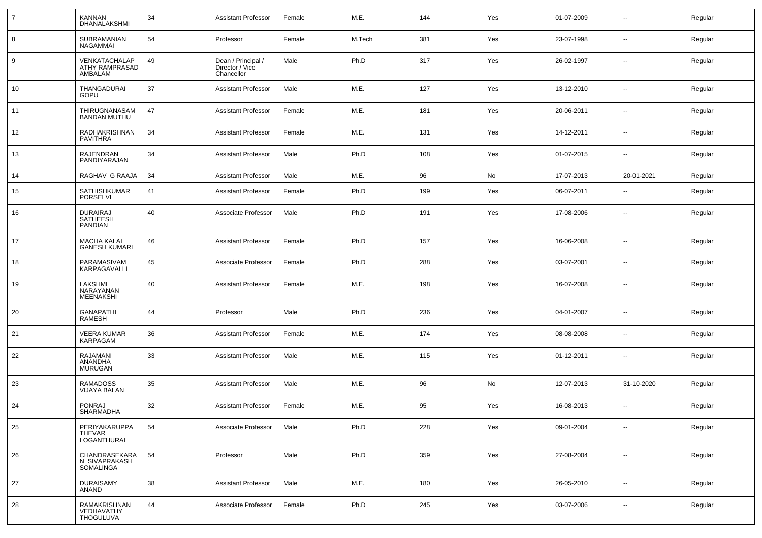| 7 | KANNAN DHANALAKSHMI | 34 | Assistant Professor | Female | M.E. | 144 | Yes | 01-07-2009 | -- | Regular |
|---|---|---|---|---|---|---|---|---|---|---|
| 8 | SUBRAMANIAN NAGAMMAI | 54 | Professor | Female | M.Tech | 381 | Yes | 23-07-1998 | -- | Regular |
| 9 | VENKATACHALAPATHY RAMPRASAD AMBALAM | 49 | Dean / Principal / Director / Vice Chancellor | Male | Ph.D | 317 | Yes | 26-02-1997 | -- | Regular |
| 10 | THANGADURAI GOPU | 37 | Assistant Professor | Male | M.E. | 127 | Yes | 13-12-2010 | -- | Regular |
| 11 | THIRUGNANASAMBANDAN MUTHU | 47 | Assistant Professor | Female | M.E. | 181 | Yes | 20-06-2011 | -- | Regular |
| 12 | RADHAKRISHNAN PAVITHRA | 34 | Assistant Professor | Female | M.E. | 131 | Yes | 14-12-2011 | -- | Regular |
| 13 | RAJENDRAN PANDIYARAJAN | 34 | Assistant Professor | Male | Ph.D | 108 | Yes | 01-07-2015 | -- | Regular |
| 14 | RAGHAV G RAAJA | 34 | Assistant Professor | Male | M.E. | 96 | No | 17-07-2013 | 20-01-2021 | Regular |
| 15 | SATHISHKUMAR PORSELVI | 41 | Assistant Professor | Female | Ph.D | 199 | Yes | 06-07-2011 | -- | Regular |
| 16 | DURAIRAJ SATHEESH PANDIAN | 40 | Associate Professor | Male | Ph.D | 191 | Yes | 17-08-2006 | -- | Regular |
| 17 | MACHA KALAI GANESH KUMARI | 46 | Assistant Professor | Female | Ph.D | 157 | Yes | 16-06-2008 | -- | Regular |
| 18 | PARAMASIVAM KARPAGAVALLI | 45 | Associate Professor | Female | Ph.D | 288 | Yes | 03-07-2001 | -- | Regular |
| 19 | LAKSHMI NARAYANAN MEENAKSHI | 40 | Assistant Professor | Female | M.E. | 198 | Yes | 16-07-2008 | -- | Regular |
| 20 | GANAPATHI RAMESH | 44 | Professor | Male | Ph.D | 236 | Yes | 04-01-2007 | -- | Regular |
| 21 | VEERA KUMAR KARPAGAM | 36 | Assistant Professor | Female | M.E. | 174 | Yes | 08-08-2008 | -- | Regular |
| 22 | RAJAMANI ANANDHA MURUGAN | 33 | Assistant Professor | Male | M.E. | 115 | Yes | 01-12-2011 | -- | Regular |
| 23 | RAMADOSS VIJAYA BALAN | 35 | Assistant Professor | Male | M.E. | 96 | No | 12-07-2013 | 31-10-2020 | Regular |
| 24 | PONRAJ SHARMADHA | 32 | Assistant Professor | Female | M.E. | 95 | Yes | 16-08-2013 | -- | Regular |
| 25 | PERIYAKARUPPA THEVAR LOGANTHURAI | 54 | Associate Professor | Male | Ph.D | 228 | Yes | 09-01-2004 | -- | Regular |
| 26 | CHANDRASEKARAN SIVAPRAKASH SOMALINGA | 54 | Professor | Male | Ph.D | 359 | Yes | 27-08-2004 | -- | Regular |
| 27 | DURAISAMY ANAND | 38 | Assistant Professor | Male | M.E. | 180 | Yes | 26-05-2010 | -- | Regular |
| 28 | RAMAKRISHNAN VEDHAVATHY THOGULUVA | 44 | Associate Professor | Female | Ph.D | 245 | Yes | 03-07-2006 | -- | Regular |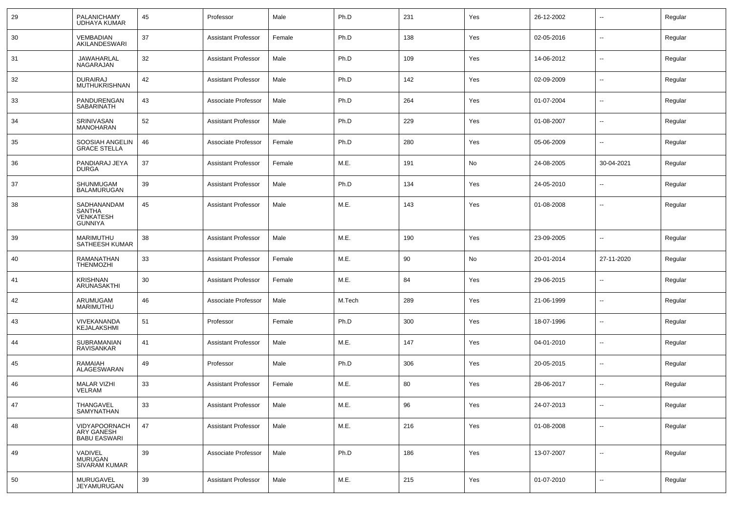| 29 | PALANICHAMY UDHAYA KUMAR | 45 | Professor | Male | Ph.D | 231 | Yes | 26-12-2002 | -- | Regular |
|---|---|---|---|---|---|---|---|---|---|---|
| 30 | VEMBADIAN AKILANDESWARI | 37 | Assistant Professor | Female | Ph.D | 138 | Yes | 02-05-2016 | -- | Regular |
| 31 | JAWAHARLAL NAGARAJAN | 32 | Assistant Professor | Male | Ph.D | 109 | Yes | 14-06-2012 | -- | Regular |
| 32 | DURAIRAJ MUTHUKRISHNAN | 42 | Assistant Professor | Male | Ph.D | 142 | Yes | 02-09-2009 | -- | Regular |
| 33 | PANDURENGAN SABARINATH | 43 | Associate Professor | Male | Ph.D | 264 | Yes | 01-07-2004 | -- | Regular |
| 34 | SRINIVASAN MANOHARAN | 52 | Assistant Professor | Male | Ph.D | 229 | Yes | 01-08-2007 | -- | Regular |
| 35 | SOOSIAH ANGELIN GRACE STELLA | 46 | Associate Professor | Female | Ph.D | 280 | Yes | 05-06-2009 | -- | Regular |
| 36 | PANDIARAJ JEYA DURGA | 37 | Assistant Professor | Female | M.E. | 191 | No | 24-08-2005 | 30-04-2021 | Regular |
| 37 | SHUNMUGAM BALAMURUGAN | 39 | Assistant Professor | Male | Ph.D | 134 | Yes | 24-05-2010 | -- | Regular |
| 38 | SADHANANDAM SANTHA VENKATESH GUNNIYA | 45 | Assistant Professor | Male | M.E. | 143 | Yes | 01-08-2008 | -- | Regular |
| 39 | MARIMUTHU SATHEESH KUMAR | 38 | Assistant Professor | Male | M.E. | 190 | Yes | 23-09-2005 | -- | Regular |
| 40 | RAMANATHAN THENMOZHI | 33 | Assistant Professor | Female | M.E. | 90 | No | 20-01-2014 | 27-11-2020 | Regular |
| 41 | KRISHNAN ARUNASAKTHI | 30 | Assistant Professor | Female | M.E. | 84 | Yes | 29-06-2015 | -- | Regular |
| 42 | ARUMUGAM MARIMUTHU | 46 | Associate Professor | Male | M.Tech | 289 | Yes | 21-06-1999 | -- | Regular |
| 43 | VIVEKANANDA KEJALAKSHMI | 51 | Professor | Female | Ph.D | 300 | Yes | 18-07-1996 | -- | Regular |
| 44 | SUBRAMANIAN RAVISANKAR | 41 | Assistant Professor | Male | M.E. | 147 | Yes | 04-01-2010 | -- | Regular |
| 45 | RAMAIAH ALAGESWARAN | 49 | Professor | Male | Ph.D | 306 | Yes | 20-05-2015 | -- | Regular |
| 46 | MALAR VIZHI VELRAM | 33 | Assistant Professor | Female | M.E. | 80 | Yes | 28-06-2017 | -- | Regular |
| 47 | THANGAVEL SAMYNATHAN | 33 | Assistant Professor | Male | M.E. | 96 | Yes | 24-07-2013 | -- | Regular |
| 48 | VIDYAPOORNACH ARY GANESH BABU EASWARI | 47 | Assistant Professor | Male | M.E. | 216 | Yes | 01-08-2008 | -- | Regular |
| 49 | VADIVEL MURUGAN SIVARAM KUMAR | 39 | Associate Professor | Male | Ph.D | 186 | Yes | 13-07-2007 | -- | Regular |
| 50 | MURUGAVEL JEYAMURUGAN | 39 | Assistant Professor | Male | M.E. | 215 | Yes | 01-07-2010 | -- | Regular |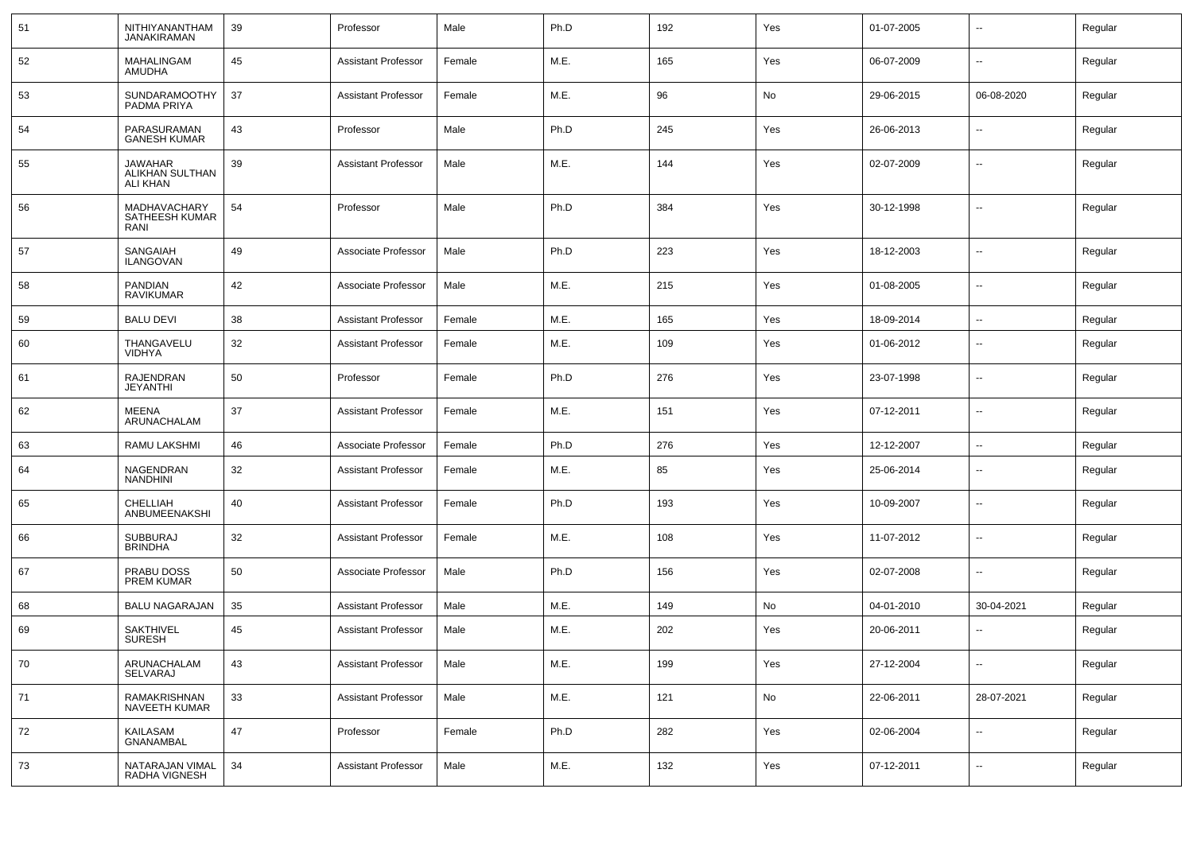| 51 | NITHIYANANTHAM JANAKIRAMAN | 39 | Professor | Male | Ph.D | 192 | Yes | 01-07-2005 | -- | Regular |
|---|---|---|---|---|---|---|---|---|---|---|
| 52 | MAHALINGAM AMUDHA | 45 | Assistant Professor | Female | M.E. | 165 | Yes | 06-07-2009 | -- | Regular |
| 53 | SUNDARAMOOTHY PADMA PRIYA | 37 | Assistant Professor | Female | M.E. | 96 | No | 29-06-2015 | 06-08-2020 | Regular |
| 54 | PARASURAMAN GANESH KUMAR | 43 | Professor | Male | Ph.D | 245 | Yes | 26-06-2013 | -- | Regular |
| 55 | JAWAHAR ALIKHAN SULTHAN ALI KHAN | 39 | Assistant Professor | Male | M.E. | 144 | Yes | 02-07-2009 | -- | Regular |
| 56 | MADHAVACHARY SATHEESH KUMAR RANI | 54 | Professor | Male | Ph.D | 384 | Yes | 30-12-1998 | -- | Regular |
| 57 | SANGAIAH ILANGOVAN | 49 | Associate Professor | Male | Ph.D | 223 | Yes | 18-12-2003 | -- | Regular |
| 58 | PANDIAN RAVIKUMAR | 42 | Associate Professor | Male | M.E. | 215 | Yes | 01-08-2005 | -- | Regular |
| 59 | BALU DEVI | 38 | Assistant Professor | Female | M.E. | 165 | Yes | 18-09-2014 | -- | Regular |
| 60 | THANGAVELU VIDHYA | 32 | Assistant Professor | Female | M.E. | 109 | Yes | 01-06-2012 | -- | Regular |
| 61 | RAJENDRAN JEYANTHI | 50 | Professor | Female | Ph.D | 276 | Yes | 23-07-1998 | -- | Regular |
| 62 | MEENA ARUNACHALAM | 37 | Assistant Professor | Female | M.E. | 151 | Yes | 07-12-2011 | -- | Regular |
| 63 | RAMU LAKSHMI | 46 | Associate Professor | Female | Ph.D | 276 | Yes | 12-12-2007 | -- | Regular |
| 64 | NAGENDRAN NANDHINI | 32 | Assistant Professor | Female | M.E. | 85 | Yes | 25-06-2014 | -- | Regular |
| 65 | CHELLIAH ANBUMEENAKSHI | 40 | Assistant Professor | Female | Ph.D | 193 | Yes | 10-09-2007 | -- | Regular |
| 66 | SUBBURAJ BRINDHA | 32 | Assistant Professor | Female | M.E. | 108 | Yes | 11-07-2012 | -- | Regular |
| 67 | PRABU DOSS PREM KUMAR | 50 | Associate Professor | Male | Ph.D | 156 | Yes | 02-07-2008 | -- | Regular |
| 68 | BALU NAGARAJAN | 35 | Assistant Professor | Male | M.E. | 149 | No | 04-01-2010 | 30-04-2021 | Regular |
| 69 | SAKTHIVEL SURESH | 45 | Assistant Professor | Male | M.E. | 202 | Yes | 20-06-2011 | -- | Regular |
| 70 | ARUNACHALAM SELVARAJ | 43 | Assistant Professor | Male | M.E. | 199 | Yes | 27-12-2004 | -- | Regular |
| 71 | RAMAKRISHNAN NAVEETH KUMAR | 33 | Assistant Professor | Male | M.E. | 121 | No | 22-06-2011 | 28-07-2021 | Regular |
| 72 | KAILASAM GNANAMBAL | 47 | Professor | Female | Ph.D | 282 | Yes | 02-06-2004 | -- | Regular |
| 73 | NATARAJAN VIMAL RADHA VIGNESH | 34 | Assistant Professor | Male | M.E. | 132 | Yes | 07-12-2011 | -- | Regular |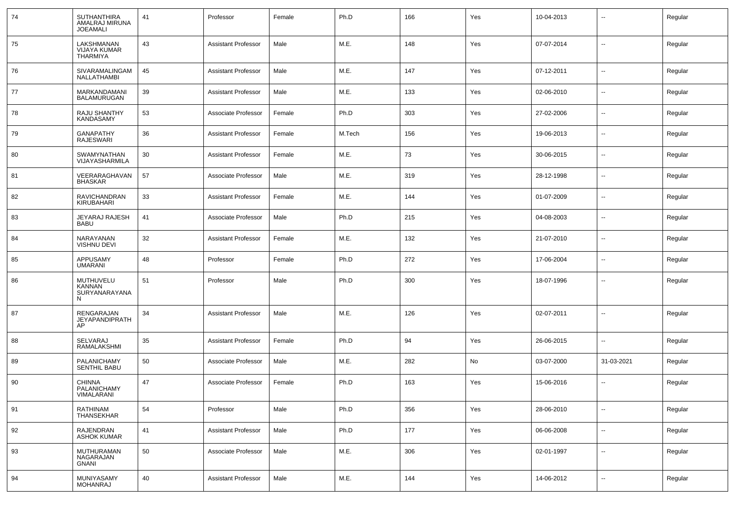| 74 | SUTHANTHIRA AMALRAJ MIRUNA JOEAMALI | 41 | Professor | Female | Ph.D | 166 | Yes | 10-04-2013 | -- | Regular |
|---|---|---|---|---|---|---|---|---|---|---|
| 75 | LAKSHMANAN VIJAYA KUMAR THARMIYA | 43 | Assistant Professor | Male | M.E. | 148 | Yes | 07-07-2014 | -- | Regular |
| 76 | SIVARAMALINGAM NALLATHAMBI | 45 | Assistant Professor | Male | M.E. | 147 | Yes | 07-12-2011 | -- | Regular |
| 77 | MARKANDAMANI BALAMURUGAN | 39 | Assistant Professor | Male | M.E. | 133 | Yes | 02-06-2010 | -- | Regular |
| 78 | RAJU SHANTHY KANDASAMY | 53 | Associate Professor | Female | Ph.D | 303 | Yes | 27-02-2006 | -- | Regular |
| 79 | GANAPATHY RAJESWARI | 36 | Assistant Professor | Female | M.Tech | 156 | Yes | 19-06-2013 | -- | Regular |
| 80 | SWAMYNATHAN VIJAYASHARMILA | 30 | Assistant Professor | Female | M.E. | 73 | Yes | 30-06-2015 | -- | Regular |
| 81 | VEERARAGHAVAN BHASKAR | 57 | Associate Professor | Male | M.E. | 319 | Yes | 28-12-1998 | -- | Regular |
| 82 | RAVICHANDRAN KIRUBAHARI | 33 | Assistant Professor | Female | M.E. | 144 | Yes | 01-07-2009 | -- | Regular |
| 83 | JEYARAJ RAJESH BABU | 41 | Associate Professor | Male | Ph.D | 215 | Yes | 04-08-2003 | -- | Regular |
| 84 | NARAYANAN VISHNU DEVI | 32 | Assistant Professor | Female | M.E. | 132 | Yes | 21-07-2010 | -- | Regular |
| 85 | APPUSAMY UMARANI | 48 | Professor | Female | Ph.D | 272 | Yes | 17-06-2004 | -- | Regular |
| 86 | MUTHUVELU KANNAN SURYANARAYANAN | 51 | Professor | Male | Ph.D | 300 | Yes | 18-07-1996 | -- | Regular |
| 87 | RENGARAJAN JEYAPANDIPRATHAP | 34 | Assistant Professor | Male | M.E. | 126 | Yes | 02-07-2011 | -- | Regular |
| 88 | SELVARAJ RAMALAKSHMI | 35 | Assistant Professor | Female | Ph.D | 94 | Yes | 26-06-2015 | -- | Regular |
| 89 | PALANICHAMY SENTHIL BABU | 50 | Associate Professor | Male | M.E. | 282 | No | 03-07-2000 | 31-03-2021 | Regular |
| 90 | CHINNA PALANICHAMY VIMALARANI | 47 | Associate Professor | Female | Ph.D | 163 | Yes | 15-06-2016 | -- | Regular |
| 91 | RATHINAM THANSEKHAR | 54 | Professor | Male | Ph.D | 356 | Yes | 28-06-2010 | -- | Regular |
| 92 | RAJENDRAN ASHOK KUMAR | 41 | Assistant Professor | Male | Ph.D | 177 | Yes | 06-06-2008 | -- | Regular |
| 93 | MUTHURAMAN NAGARAJAN GNANI | 50 | Associate Professor | Male | M.E. | 306 | Yes | 02-01-1997 | -- | Regular |
| 94 | MUNIYASAMY MOHANRAJ | 40 | Assistant Professor | Male | M.E. | 144 | Yes | 14-06-2012 | -- | Regular |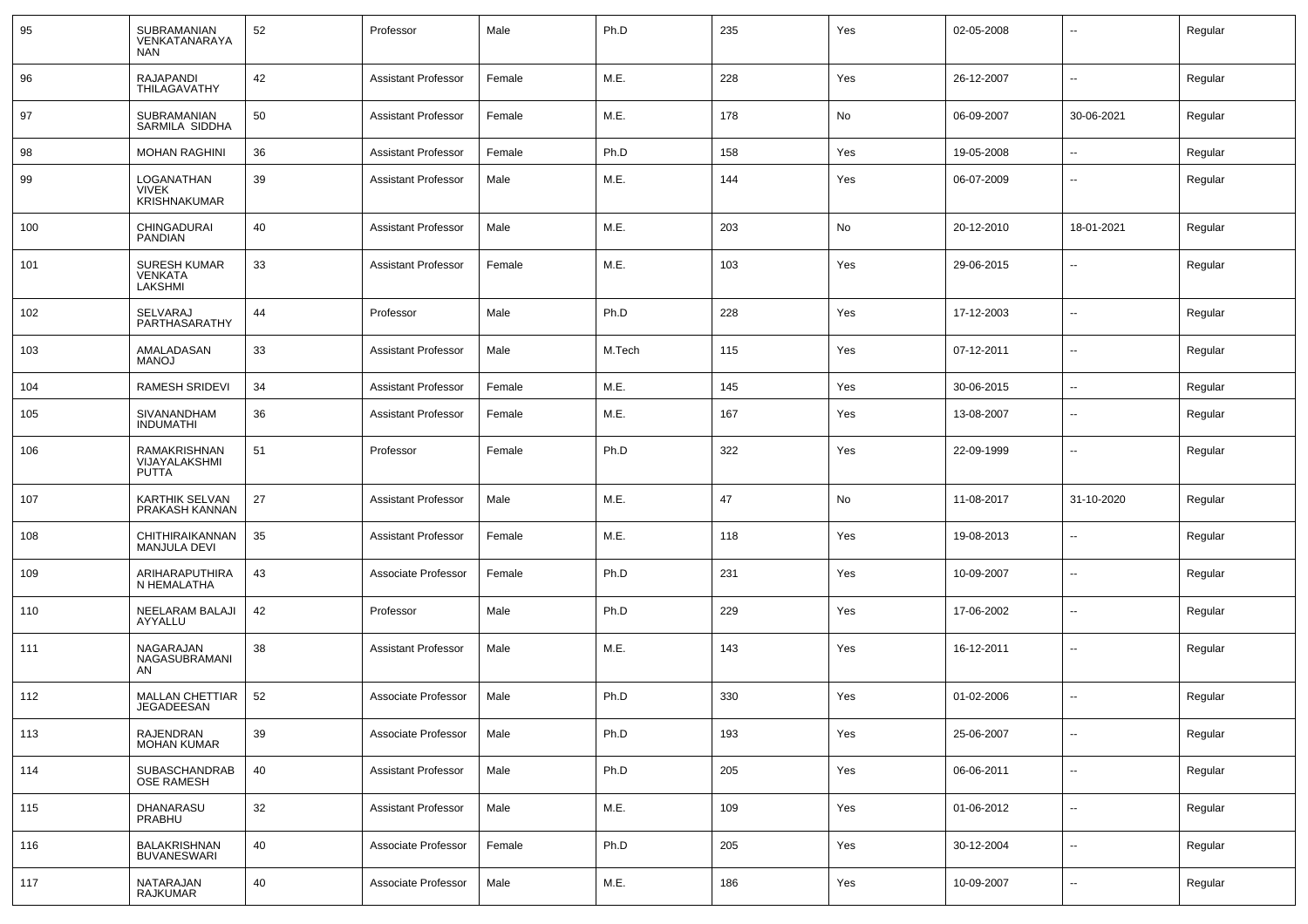| 95 | SUBRAMANIAN VENKATANARAYANAN | 52 | Professor | Male | Ph.D | 235 | Yes | 02-05-2008 | -- | Regular |
|---|---|---|---|---|---|---|---|---|---|---|
| 96 | RAJAPANDI THILAGAVATHY | 42 | Assistant Professor | Female | M.E. | 228 | Yes | 26-12-2007 | -- | Regular |
| 97 | SUBRAMANIAN SARMILA SIDDHA | 50 | Assistant Professor | Female | M.E. | 178 | No | 06-09-2007 | 30-06-2021 | Regular |
| 98 | MOHAN RAGHINI | 36 | Assistant Professor | Female | Ph.D | 158 | Yes | 19-05-2008 | -- | Regular |
| 99 | LOGANATHAN VIVEK KRISHNAKUMAR | 39 | Assistant Professor | Male | M.E. | 144 | Yes | 06-07-2009 | -- | Regular |
| 100 | CHINGADURAI PANDIAN | 40 | Assistant Professor | Male | M.E. | 203 | No | 20-12-2010 | 18-01-2021 | Regular |
| 101 | SURESH KUMAR VENKATA LAKSHMI | 33 | Assistant Professor | Female | M.E. | 103 | Yes | 29-06-2015 | -- | Regular |
| 102 | SELVARAJ PARTHASARATHY | 44 | Professor | Male | Ph.D | 228 | Yes | 17-12-2003 | -- | Regular |
| 103 | AMALADASAN MANOJ | 33 | Assistant Professor | Male | M.Tech | 115 | Yes | 07-12-2011 | -- | Regular |
| 104 | RAMESH SRIDEVI | 34 | Assistant Professor | Female | M.E. | 145 | Yes | 30-06-2015 | -- | Regular |
| 105 | SIVANANDHAM INDUMATHI | 36 | Assistant Professor | Female | M.E. | 167 | Yes | 13-08-2007 | -- | Regular |
| 106 | RAMAKRISHNAN VIJAYALAKSHMI PUTTA | 51 | Professor | Female | Ph.D | 322 | Yes | 22-09-1999 | -- | Regular |
| 107 | KARTHIK SELVAN PRAKASH KANNAN | 27 | Assistant Professor | Male | M.E. | 47 | No | 11-08-2017 | 31-10-2020 | Regular |
| 108 | CHITHIRAIKANNAN MANJULA DEVI | 35 | Assistant Professor | Female | M.E. | 118 | Yes | 19-08-2013 | -- | Regular |
| 109 | ARIHARAPUTHIRAN HEMALATHA | 43 | Associate Professor | Female | Ph.D | 231 | Yes | 10-09-2007 | -- | Regular |
| 110 | NEELARAM BALAJI AYYALLU | 42 | Professor | Male | Ph.D | 229 | Yes | 17-06-2002 | -- | Regular |
| 111 | NAGARAJAN NAGASUBRAMANIAN | 38 | Assistant Professor | Male | M.E. | 143 | Yes | 16-12-2011 | -- | Regular |
| 112 | MALLAN CHETTIAR JEGADEESAN | 52 | Associate Professor | Male | Ph.D | 330 | Yes | 01-02-2006 | -- | Regular |
| 113 | RAJENDRAN MOHAN KUMAR | 39 | Associate Professor | Male | Ph.D | 193 | Yes | 25-06-2007 | -- | Regular |
| 114 | SUBASCHANDRABOSE RAMESH | 40 | Assistant Professor | Male | Ph.D | 205 | Yes | 06-06-2011 | -- | Regular |
| 115 | DHANARASU PRABHU | 32 | Assistant Professor | Male | M.E. | 109 | Yes | 01-06-2012 | -- | Regular |
| 116 | BALAKRISHNAN BUVANESWARI | 40 | Associate Professor | Female | Ph.D | 205 | Yes | 30-12-2004 | -- | Regular |
| 117 | NATARAJAN RAJKUMAR | 40 | Associate Professor | Male | M.E. | 186 | Yes | 10-09-2007 | -- | Regular |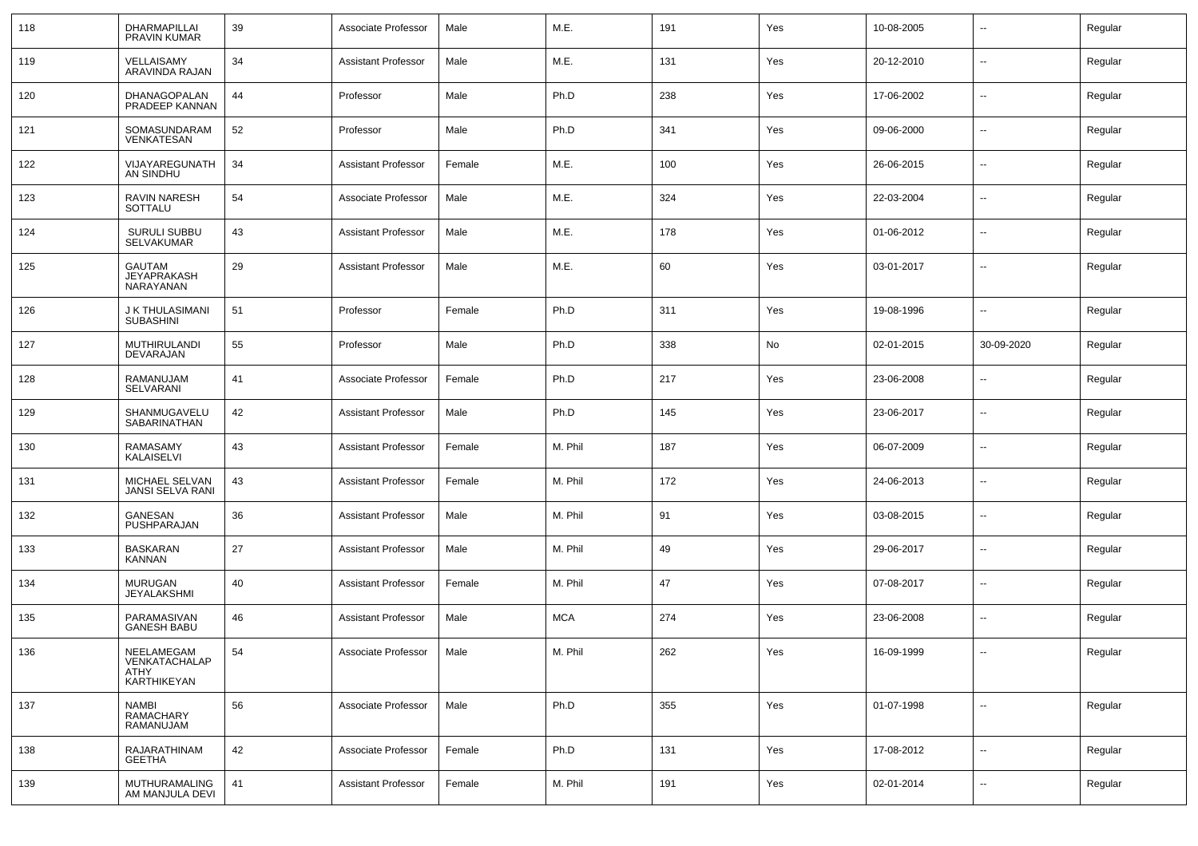| 118 | DHARMAPILLAI PRAVIN KUMAR | 39 | Associate Professor | Male | M.E. | 191 | Yes | 10-08-2005 | -- | Regular |
|---|---|---|---|---|---|---|---|---|---|---|
| 119 | VELLAISAMY ARAVINDA RAJAN | 34 | Assistant Professor | Male | M.E. | 131 | Yes | 20-12-2010 | -- | Regular |
| 120 | DHANAGOPALAN PRADEEP KANNAN | 44 | Professor | Male | Ph.D | 238 | Yes | 17-06-2002 | -- | Regular |
| 121 | SOMASUNDARAM VENKATESAN | 52 | Professor | Male | Ph.D | 341 | Yes | 09-06-2000 | -- | Regular |
| 122 | VIJAYAREGUNATHAN SINDHU | 34 | Assistant Professor | Female | M.E. | 100 | Yes | 26-06-2015 | -- | Regular |
| 123 | RAVIN NARESH SOTTALU | 54 | Associate Professor | Male | M.E. | 324 | Yes | 22-03-2004 | -- | Regular |
| 124 | SURULI SUBBU SELVAKUMAR | 43 | Assistant Professor | Male | M.E. | 178 | Yes | 01-06-2012 | -- | Regular |
| 125 | GAUTAM JEYAPRAKASH NARAYANAN | 29 | Assistant Professor | Male | M.E. | 60 | Yes | 03-01-2017 | -- | Regular |
| 126 | J K THULASIMANI SUBASHINI | 51 | Professor | Female | Ph.D | 311 | Yes | 19-08-1996 | -- | Regular |
| 127 | MUTHIRULANDI DEVARAJAN | 55 | Professor | Male | Ph.D | 338 | No | 02-01-2015 | 30-09-2020 | Regular |
| 128 | RAMANUJAM SELVARANI | 41 | Associate Professor | Female | Ph.D | 217 | Yes | 23-06-2008 | -- | Regular |
| 129 | SHANMUGAVELU SABARINATHAN | 42 | Assistant Professor | Male | Ph.D | 145 | Yes | 23-06-2017 | -- | Regular |
| 130 | RAMASAMY KALAISELVI | 43 | Assistant Professor | Female | M. Phil | 187 | Yes | 06-07-2009 | -- | Regular |
| 131 | MICHAEL SELVAN JANSI SELVA RANI | 43 | Assistant Professor | Female | M. Phil | 172 | Yes | 24-06-2013 | -- | Regular |
| 132 | GANESAN PUSHPARAJAN | 36 | Assistant Professor | Male | M. Phil | 91 | Yes | 03-08-2015 | -- | Regular |
| 133 | BASKARAN KANNAN | 27 | Assistant Professor | Male | M. Phil | 49 | Yes | 29-06-2017 | -- | Regular |
| 134 | MURUGAN JEYALAKSHMI | 40 | Assistant Professor | Female | M. Phil | 47 | Yes | 07-08-2017 | -- | Regular |
| 135 | PARAMASIVAN GANESH BABU | 46 | Assistant Professor | Male | MCA | 274 | Yes | 23-06-2008 | -- | Regular |
| 136 | NEELAMEGAM VENKATACHALAPATHY KARTHIKEYAN | 54 | Associate Professor | Male | M. Phil | 262 | Yes | 16-09-1999 | -- | Regular |
| 137 | NAMBI RAMACHARY RAMANUJAM | 56 | Associate Professor | Male | Ph.D | 355 | Yes | 01-07-1998 | -- | Regular |
| 138 | RAJARATHINAM GEETHA | 42 | Associate Professor | Female | Ph.D | 131 | Yes | 17-08-2012 | -- | Regular |
| 139 | MUTHURAMALINGAM MANJULA DEVI | 41 | Assistant Professor | Female | M. Phil | 191 | Yes | 02-01-2014 | -- | Regular |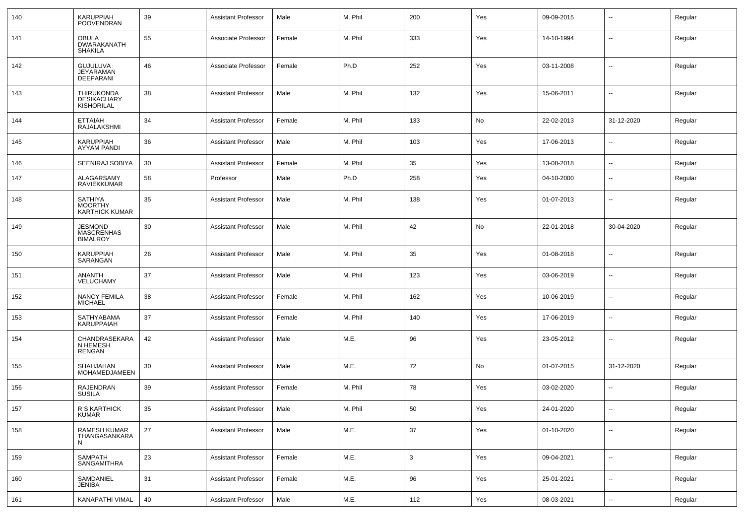| 140 | KARUPPIAH POOVENDRAN | 39 | Assistant Professor | Male | M. Phil | 200 | Yes | 09-09-2015 | -- | Regular |
|---|---|---|---|---|---|---|---|---|---|---|
| 141 | OBULA DWARAKANATH SHAKILA | 55 | Associate Professor | Female | M. Phil | 333 | Yes | 14-10-1994 | -- | Regular |
| 142 | GUJULUVA JEYARAMAN DEEPARANI | 46 | Associate Professor | Female | Ph.D | 252 | Yes | 03-11-2008 | -- | Regular |
| 143 | THIRUKONDA DESIKACHARY KISHORILAL | 38 | Assistant Professor | Male | M. Phil | 132 | Yes | 15-06-2011 | -- | Regular |
| 144 | ETTAIAH RAJALAKSHMI | 34 | Assistant Professor | Female | M. Phil | 133 | No | 22-02-2013 | 31-12-2020 | Regular |
| 145 | KARUPPIAH AYYAM PANDI | 36 | Assistant Professor | Male | M. Phil | 103 | Yes | 17-06-2013 | -- | Regular |
| 146 | SEENIRAJ SOBIYA | 30 | Assistant Professor | Female | M. Phil | 35 | Yes | 13-08-2018 | -- | Regular |
| 147 | ALAGARSAMY RAVIEKKUMAR | 58 | Professor | Male | Ph.D | 258 | Yes | 04-10-2000 | -- | Regular |
| 148 | SATHIYA MOORTHY KARTHICK KUMAR | 35 | Assistant Professor | Male | M. Phil | 138 | Yes | 01-07-2013 | -- | Regular |
| 149 | JESMOND MASCRENHAS BIMALROY | 30 | Assistant Professor | Male | M. Phil | 42 | No | 22-01-2018 | 30-04-2020 | Regular |
| 150 | KARUPPIAH SARANGAN | 26 | Assistant Professor | Male | M. Phil | 35 | Yes | 01-08-2018 | -- | Regular |
| 151 | ANANTH VELUCHAMY | 37 | Assistant Professor | Male | M. Phil | 123 | Yes | 03-06-2019 | -- | Regular |
| 152 | NANCY FEMILA MICHAEL | 38 | Assistant Professor | Female | M. Phil | 162 | Yes | 10-06-2019 | -- | Regular |
| 153 | SATHYABAMA KARUPPAIAH | 37 | Assistant Professor | Female | M. Phil | 140 | Yes | 17-06-2019 | -- | Regular |
| 154 | CHANDRASEKARAN HEMESH RENGAN | 42 | Assistant Professor | Male | M.E. | 96 | Yes | 23-05-2012 | -- | Regular |
| 155 | SHAHJAHAN MOHAMEDJAMEEN | 30 | Assistant Professor | Male | M.E. | 72 | No | 01-07-2015 | 31-12-2020 | Regular |
| 156 | RAJENDRAN SUSILA | 39 | Assistant Professor | Female | M. Phil | 78 | Yes | 03-02-2020 | -- | Regular |
| 157 | R S KARTHICK KUMAR | 35 | Assistant Professor | Male | M. Phil | 50 | Yes | 24-01-2020 | -- | Regular |
| 158 | RAMESH KUMAR THANGASANKARAN | 27 | Assistant Professor | Male | M.E. | 37 | Yes | 01-10-2020 | -- | Regular |
| 159 | SAMPATH SANGAMITHRA | 23 | Assistant Professor | Female | M.E. | 3 | Yes | 09-04-2021 | -- | Regular |
| 160 | SAMDANIEL JENIBA | 31 | Assistant Professor | Female | M.E. | 96 | Yes | 25-01-2021 | -- | Regular |
| 161 | KANAPATHI VIMAL | 40 | Assistant Professor | Male | M.E. | 112 | Yes | 08-03-2021 | -- | Regular |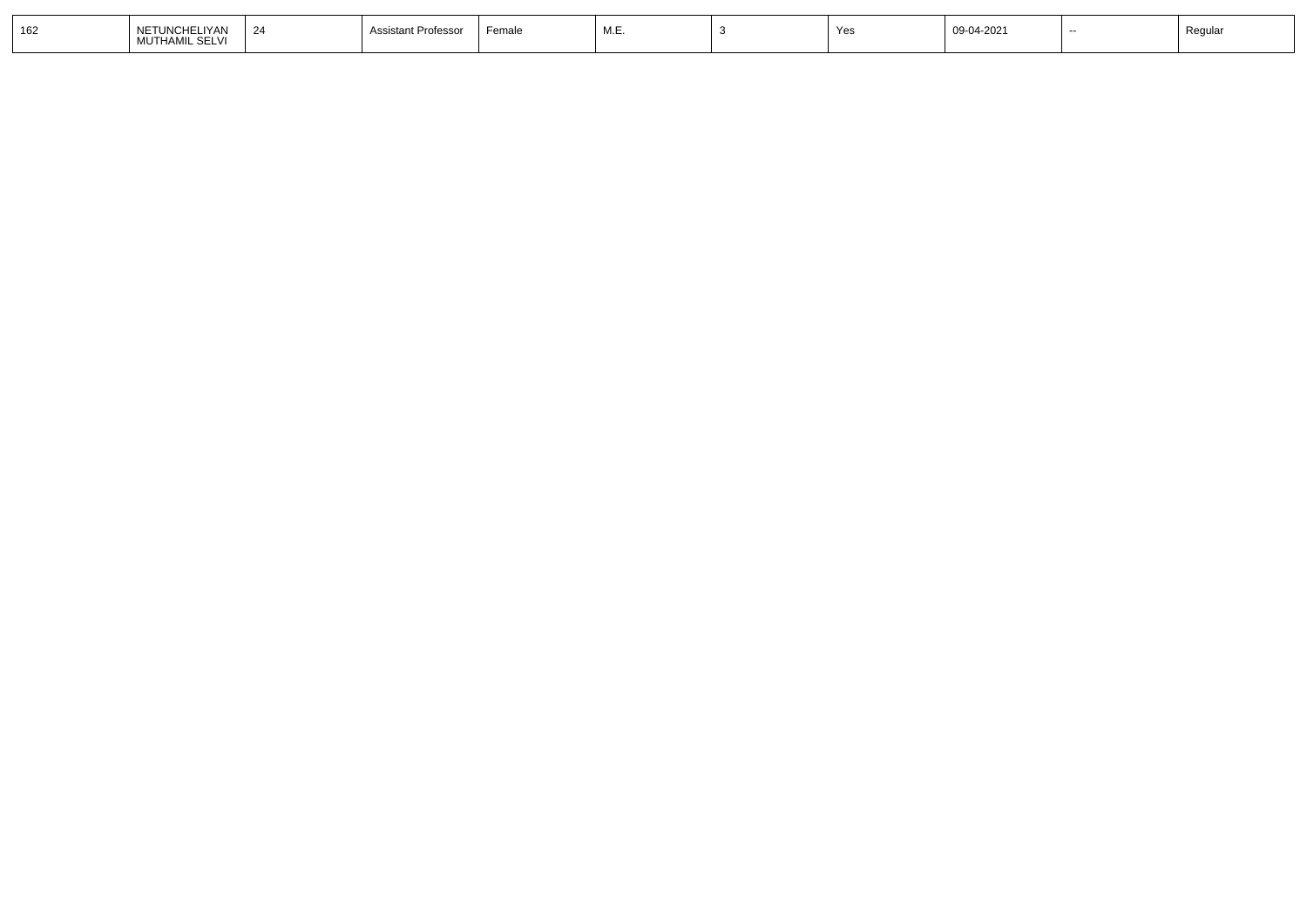| 162 | NETUNCHELIYAN MUTHAMIL SELVI | 24 | Assistant Professor | Female | M.E. | 3 | Yes | 09-04-2021 | -- | Regular |
|---|---|---|---|---|---|---|---|---|---|---|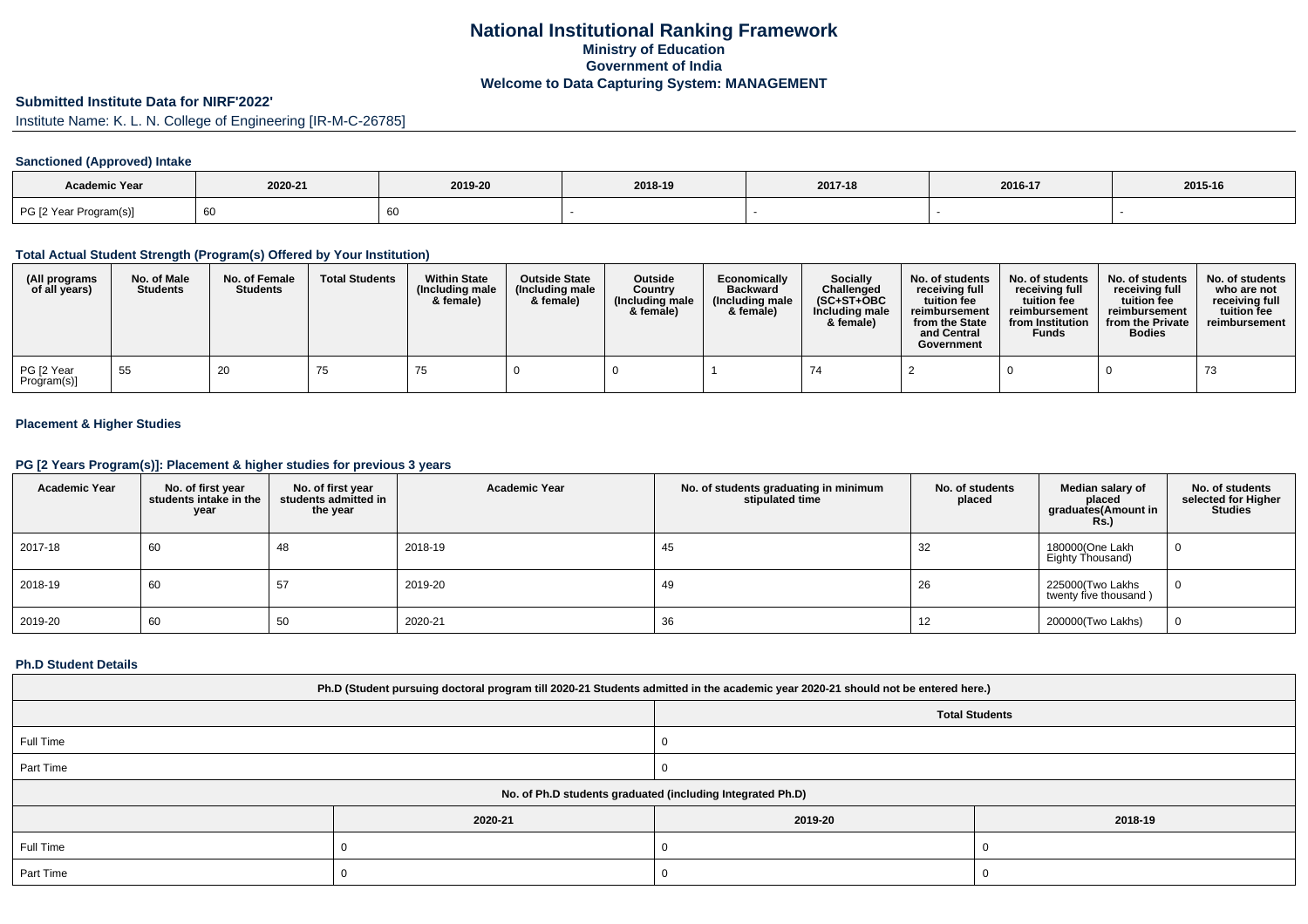# National Institutional Ranking Framework
## Ministry of Education
## Government of India
## Welcome to Data Capturing System: MANAGEMENT

**Submitted Institute Data for NIRF'2022'**

Institute Name: K. L. N. College of Engineering [IR-M-C-26785]

### Sanctioned (Approved) Intake

| Academic Year | 2020-21 | 2019-20 | 2018-19 | 2017-18 | 2016-17 | 2015-16 |
|---|---|---|---|---|---|---|
| PG [2 Year Program(s)] | 60 | 60 | - | - | - | - |

### Total Actual Student Strength (Program(s) Offered by Your Institution)

| (All programs of all years) | No. of Male Students | No. of Female Students | Total Students | Within State (Including male & female) | Outside State (Including male & female) | Outside Country (Including male & female) | Economically Backward (Including male & female) | Socially Challenged (SC+ST+OBC Including male & female) | No. of students receiving full tuition fee reimbursement from the State and Central Government | No. of students receiving full tuition fee reimbursement from Institution Funds | No. of students receiving full tuition fee reimbursement from the Private Bodies | No. of students who are not receiving full tuition fee reimbursement |
|---|---|---|---|---|---|---|---|---|---|---|---|---|
| PG [2 Year Program(s)] | 55 | 20 | 75 | 75 | 0 | 0 | 1 | 74 | 2 | 0 | 0 | 73 |

### Placement & Higher Studies

### PG [2 Years Program(s)]: Placement & higher studies for previous 3 years

| Academic Year | No. of first year students intake in the year | No. of first year students admitted in the year | Academic Year | No. of students graduating in minimum stipulated time | No. of students placed | Median salary of placed graduates(Amount in Rs.) | No. of students selected for Higher Studies |
|---|---|---|---|---|---|---|---|
| 2017-18 | 60 | 48 | 2018-19 | 45 | 32 | 180000(One Lakh Eighty Thousand) | 0 |
| 2018-19 | 60 | 57 | 2019-20 | 49 | 26 | 225000(Two Lakhs twenty five thousand ) | 0 |
| 2019-20 | 60 | 50 | 2020-21 | 36 | 12 | 200000(Two Lakhs) | 0 |

### Ph.D Student Details

| Ph.D (Student pursuing doctoral program till 2020-21 Students admitted in the academic year 2020-21 should not be entered here.) | |
|---|---|
| | Total Students |
| Full Time | 0 |
| Part Time | 0 |

| No. of Ph.D students graduated (including Integrated Ph.D) | | | |
|---|---|---|---|
| | 2020-21 | 2019-20 | 2018-19 |
| Full Time | 0 | 0 | 0 |
| Part Time | 0 | 0 | 0 |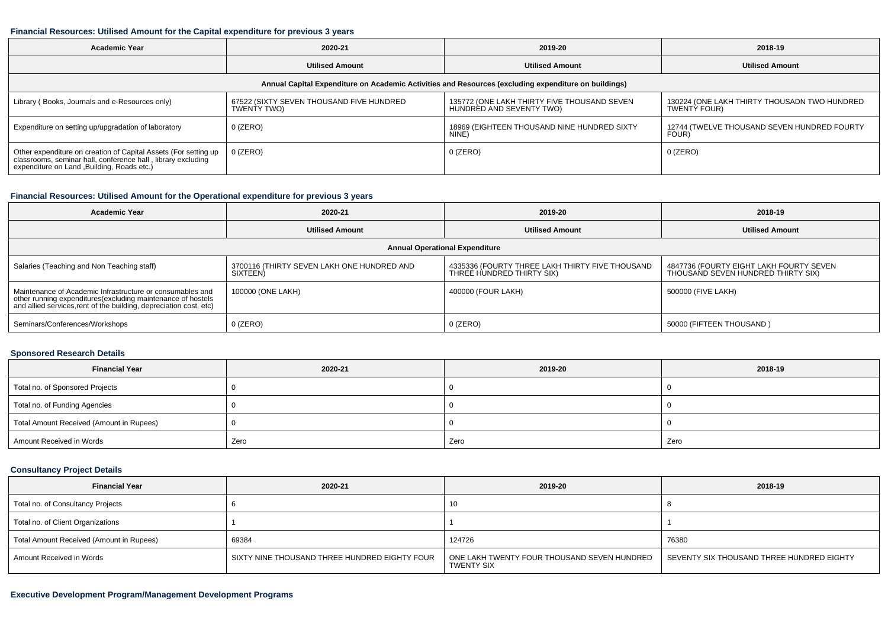### Financial Resources: Utilised Amount for the Capital expenditure for previous 3 years

| Academic Year | 2020-21 | 2019-20 | 2018-19 |
|---|---|---|---|
| | Utilised Amount | Utilised Amount | Utilised Amount |
| Annual Capital Expenditure on Academic Activities and Resources (excluding expenditure on buildings) | | | |
| Library ( Books, Journals and e-Resources only) | 67522 (SIXTY SEVEN THOUSAND FIVE HUNDRED TWENTY TWO) | 135772 (ONE LAKH THIRTY FIVE THOUSAND SEVEN HUNDRED AND SEVENTY TWO) | 130224 (ONE LAKH THIRTY THOUSADN TWO HUNDRED TWENTY FOUR) |
| Expenditure on setting up/upgradation of laboratory | 0 (ZERO) | 18969 (EIGHTEEN THOUSAND NINE HUNDRED SIXTY NINE) | 12744 (TWELVE THOUSAND SEVEN HUNDRED FOURTY FOUR) |
| Other expenditure on creation of Capital Assets (For setting up classrooms, seminar hall, conference hall , library excluding expenditure on Land ,Building, Roads etc.) | 0 (ZERO) | 0 (ZERO) | 0 (ZERO) |

### Financial Resources: Utilised Amount for the Operational expenditure for previous 3 years

| Academic Year | 2020-21 | 2019-20 | 2018-19 |
|---|---|---|---|
| | Utilised Amount | Utilised Amount | Utilised Amount |
| Annual Operational Expenditure | | | |
| Salaries (Teaching and Non Teaching staff) | 3700116 (THIRTY SEVEN LAKH ONE HUNDRED AND SIXTEEN) | 4335336 (FOURTY THREE LAKH THIRTY FIVE THOUSAND THREE HUNDRED THIRTY SIX) | 4847736 (FOURTY EIGHT LAKH FOURTY SEVEN THOUSAND SEVEN HUNDRED THIRTY SIX) |
| Maintenance of Academic Infrastructure or consumables and other running expenditures(excluding maintenance of hostels and allied services,rent of the building, depreciation cost, etc) | 100000 (ONE LAKH) | 400000 (FOUR LAKH) | 500000 (FIVE LAKH) |
| Seminars/Conferences/Workshops | 0 (ZERO) | 0 (ZERO) | 50000 (FIFTEEN THOUSAND ) |

### Sponsored Research Details

| Financial Year | 2020-21 | 2019-20 | 2018-19 |
|---|---|---|---|
| Total no. of Sponsored Projects | 0 | 0 | 0 |
| Total no. of Funding Agencies | 0 | 0 | 0 |
| Total Amount Received (Amount in Rupees) | 0 | 0 | 0 |
| Amount Received in Words | Zero | Zero | Zero |

### Consultancy Project Details

| Financial Year | 2020-21 | 2019-20 | 2018-19 |
|---|---|---|---|
| Total no. of Consultancy Projects | 6 | 10 | 8 |
| Total no. of Client Organizations | 1 | 1 | 1 |
| Total Amount Received (Amount in Rupees) | 69384 | 124726 | 76380 |
| Amount Received in Words | SIXTY NINE THOUSAND THREE HUNDRED EIGHTY FOUR | ONE LAKH TWENTY FOUR THOUSAND SEVEN HUNDRED TWENTY SIX | SEVENTY SIX THOUSAND THREE HUNDRED EIGHTY |

### Executive Development Program/Management Development Programs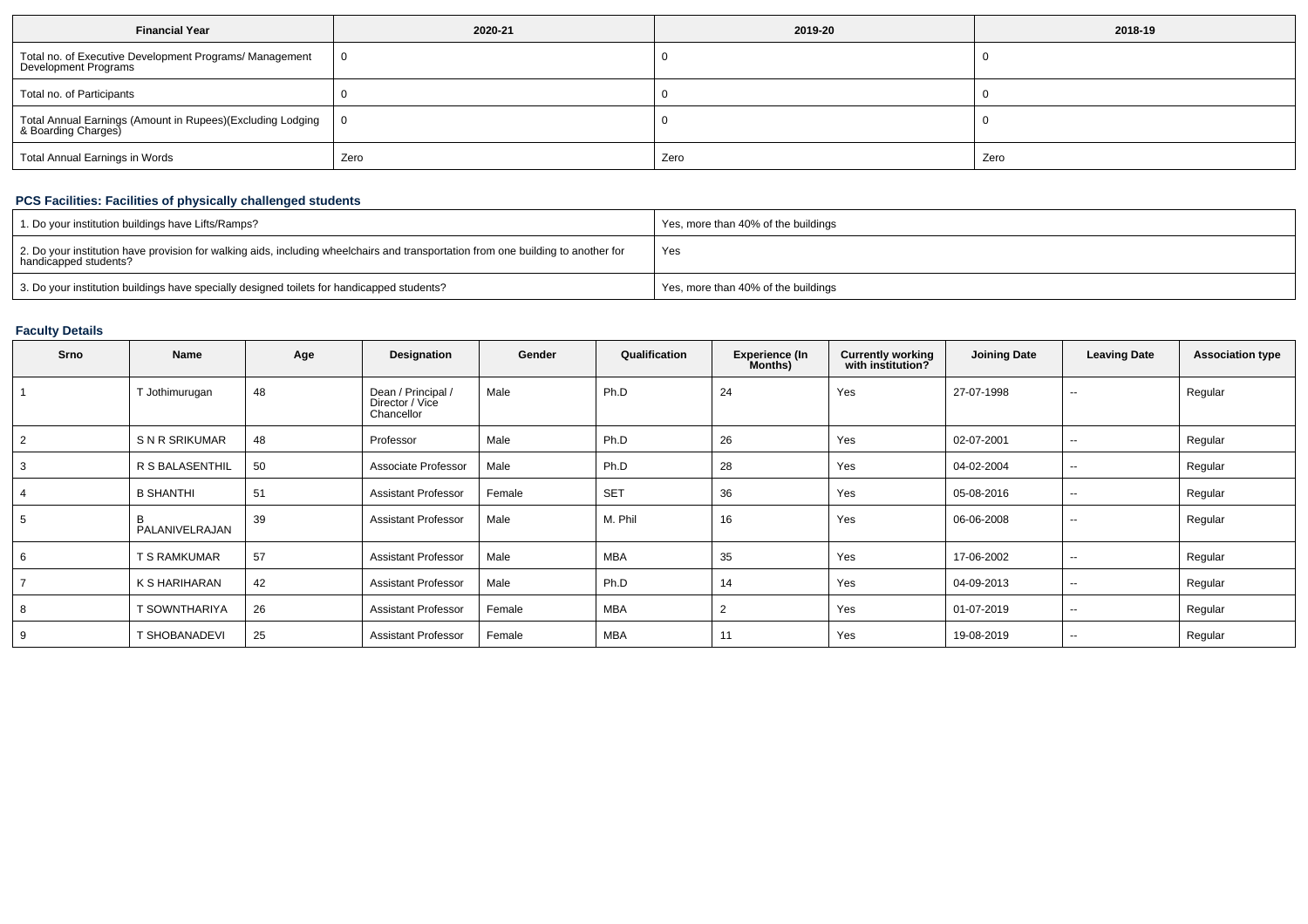| Financial Year | 2020-21 | 2019-20 | 2018-19 |
|---|---|---|---|
| Total no. of Executive Development Programs/ Management Development Programs | 0 | 0 | 0 |
| Total no. of Participants | 0 | 0 | 0 |
| Total Annual Earnings (Amount in Rupees)(Excluding Lodging & Boarding Charges) | 0 | 0 | 0 |
| Total Annual Earnings in Words | Zero | Zero | Zero |

## PCS Facilities: Facilities of physically challenged students

| | |
|---|---|
| 1. Do your institution buildings have Lifts/Ramps? | Yes, more than 40% of the buildings |
| 2. Do your institution have provision for walking aids, including wheelchairs and transportation from one building to another for handicapped students? | Yes |
| 3. Do your institution buildings have specially designed toilets for handicapped students? | Yes, more than 40% of the buildings |

## Faculty Details

| Srno | Name | Age | Designation | Gender | Qualification | Experience (In Months) | Currently working with institution? | Joining Date | Leaving Date | Association type |
|---|---|---|---|---|---|---|---|---|---|---|
| 1 | T Jothimurugan | 48 | Dean / Principal / Director / Vice Chancellor | Male | Ph.D | 24 | Yes | 27-07-1998 | -- | Regular |
| 2 | S N R SRIKUMAR | 48 | Professor | Male | Ph.D | 26 | Yes | 02-07-2001 | -- | Regular |
| 3 | R S BALASENTHIL | 50 | Associate Professor | Male | Ph.D | 28 | Yes | 04-02-2004 | -- | Regular |
| 4 | B SHANTHI | 51 | Assistant Professor | Female | SET | 36 | Yes | 05-08-2016 | -- | Regular |
| 5 | B PALANIVELRAJAN | 39 | Assistant Professor | Male | M. Phil | 16 | Yes | 06-06-2008 | -- | Regular |
| 6 | T S RAMKUMAR | 57 | Assistant Professor | Male | MBA | 35 | Yes | 17-06-2002 | -- | Regular |
| 7 | K S HARIHARAN | 42 | Assistant Professor | Male | Ph.D | 14 | Yes | 04-09-2013 | -- | Regular |
| 8 | T SOWNTHARIYA | 26 | Assistant Professor | Female | MBA | 2 | Yes | 01-07-2019 | -- | Regular |
| 9 | T SHOBANADEVI | 25 | Assistant Professor | Female | MBA | 11 | Yes | 19-08-2019 | -- | Regular |